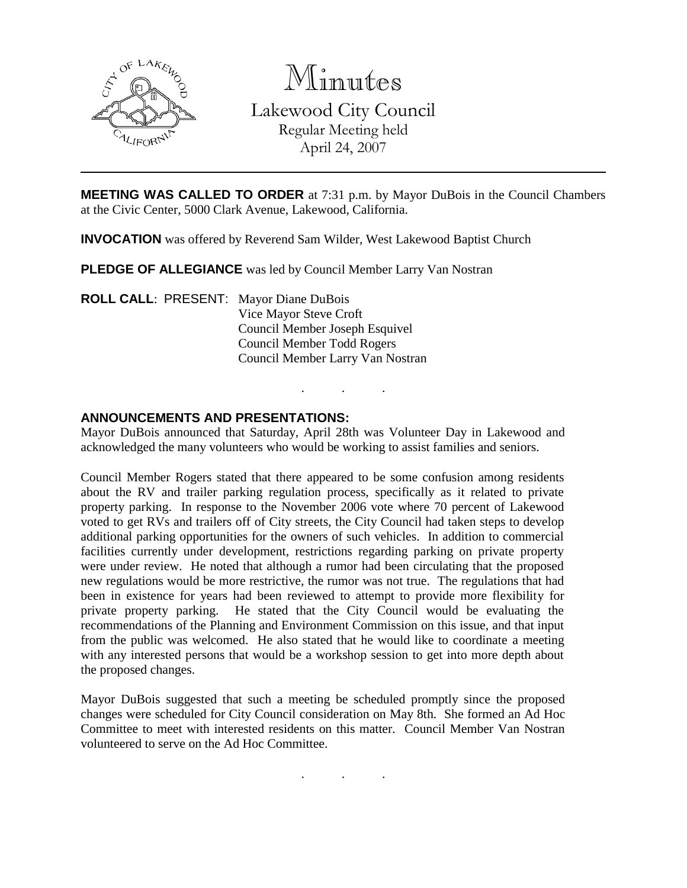# Minutes

## Lakewood City Council

Regular Meeting held
April 24, 2007

---

**MEETING WAS CALLED TO ORDER** at 7:31 p.m. by Mayor DuBois in the Council Chambers at the Civic Center, 5000 Clark Avenue, Lakewood, California.

**INVOCATION** was offered by Reverend Sam Wilder, West Lakewood Baptist Church

**PLEDGE OF ALLEGIANCE** was led by Council Member Larry Van Nostran

**ROLL CALL**: PRESENT: Mayor Diane DuBois
Vice Mayor Steve Croft
Council Member Joseph Esquivel
Council Member Todd Rogers
Council Member Larry Van Nostran

. . .

**ANNOUNCEMENTS AND PRESENTATIONS:**

Mayor DuBois announced that Saturday, April 28th was Volunteer Day in Lakewood and acknowledged the many volunteers who would be working to assist families and seniors.

Council Member Rogers stated that there appeared to be some confusion among residents about the RV and trailer parking regulation process, specifically as it related to private property parking. In response to the November 2006 vote where 70 percent of Lakewood voted to get RVs and trailers off of City streets, the City Council had taken steps to develop additional parking opportunities for the owners of such vehicles. In addition to commercial facilities currently under development, restrictions regarding parking on private property were under review. He noted that although a rumor had been circulating that the proposed new regulations would be more restrictive, the rumor was not true. The regulations that had been in existence for years had been reviewed to attempt to provide more flexibility for private property parking. He stated that the City Council would be evaluating the recommendations of the Planning and Environment Commission on this issue, and that input from the public was welcomed. He also stated that he would like to coordinate a meeting with any interested persons that would be a workshop session to get into more depth about the proposed changes.

Mayor DuBois suggested that such a meeting be scheduled promptly since the proposed changes were scheduled for City Council consideration on May 8th. She formed an Ad Hoc Committee to meet with interested residents on this matter. Council Member Van Nostran volunteered to serve on the Ad Hoc Committee.

. . .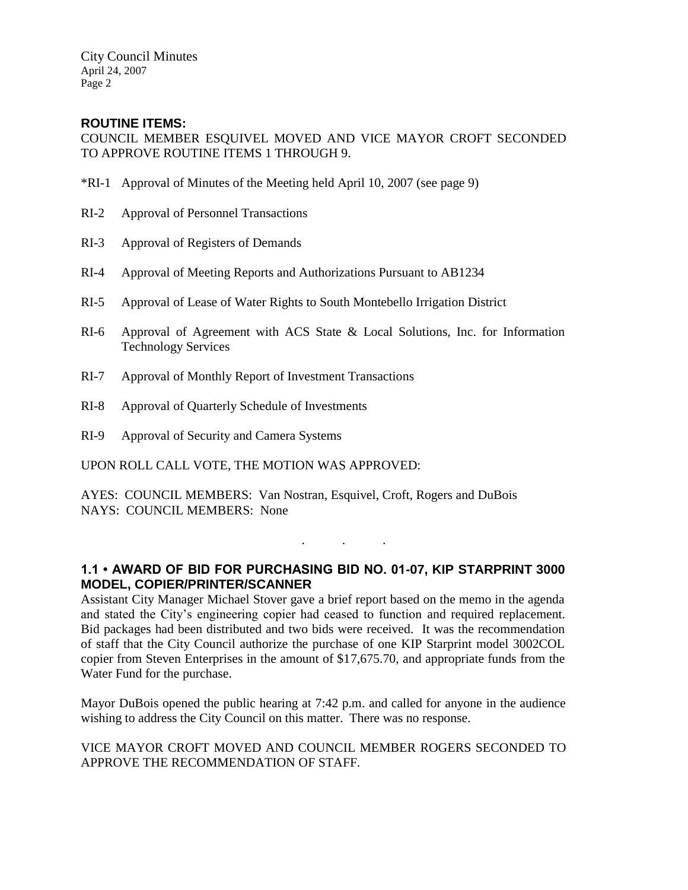## ROUTINE ITEMS:

COUNCIL MEMBER ESQUIVEL MOVED AND VICE MAYOR CROFT SECONDED TO APPROVE ROUTINE ITEMS 1 THROUGH 9.

*RI-1 Approval of Minutes of the Meeting held April 10, 2007 (see page 9)

RI-2 Approval of Personnel Transactions

RI-3 Approval of Registers of Demands

RI-4 Approval of Meeting Reports and Authorizations Pursuant to AB1234

RI-5 Approval of Lease of Water Rights to South Montebello Irrigation District

RI-6 Approval of Agreement with ACS State & Local Solutions, Inc. for Information Technology Services

RI-7 Approval of Monthly Report of Investment Transactions

RI-8 Approval of Quarterly Schedule of Investments

RI-9 Approval of Security and Camera Systems

UPON ROLL CALL VOTE, THE MOTION WAS APPROVED:

AYES: COUNCIL MEMBERS: Van Nostran, Esquivel, Croft, Rogers and DuBois
NAYS: COUNCIL MEMBERS: None

. . .

## 1.1 • AWARD OF BID FOR PURCHASING BID NO. 01-07, KIP STARPRINT 3000 MODEL, COPIER/PRINTER/SCANNER

Assistant City Manager Michael Stover gave a brief report based on the memo in the agenda and stated the City's engineering copier had ceased to function and required replacement. Bid packages had been distributed and two bids were received. It was the recommendation of staff that the City Council authorize the purchase of one KIP Starprint model 3002COL copier from Steven Enterprises in the amount of $17,675.70, and appropriate funds from the Water Fund for the purchase.

Mayor DuBois opened the public hearing at 7:42 p.m. and called for anyone in the audience wishing to address the City Council on this matter. There was no response.

VICE MAYOR CROFT MOVED AND COUNCIL MEMBER ROGERS SECONDED TO APPROVE THE RECOMMENDATION OF STAFF.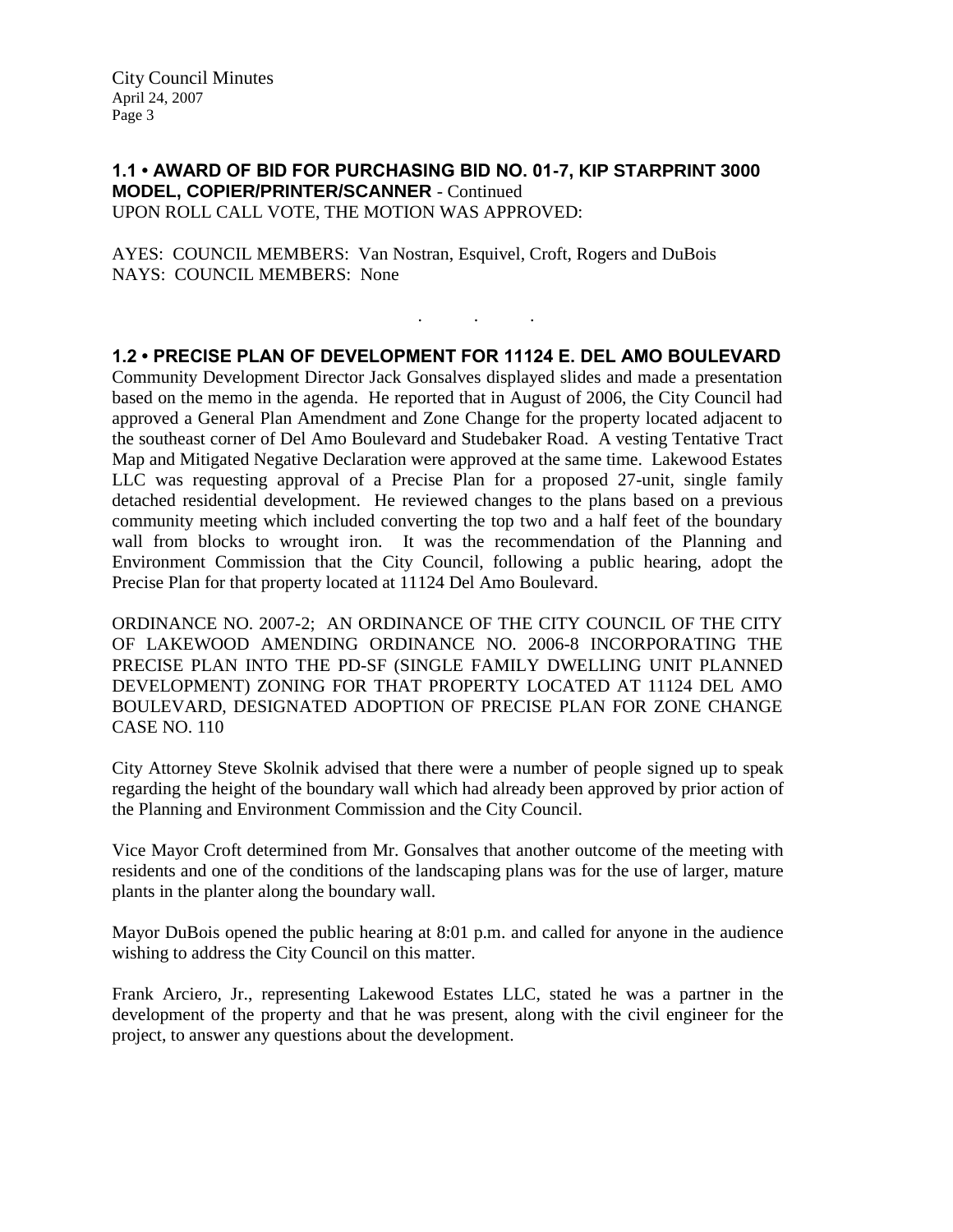**1.1 • AWARD OF BID FOR PURCHASING BID NO. 01-7, KIP STARPRINT 3000 MODEL, COPIER/PRINTER/SCANNER** - Continued
UPON ROLL CALL VOTE, THE MOTION WAS APPROVED:

AYES: COUNCIL MEMBERS: Van Nostran, Esquivel, Croft, Rogers and DuBois
NAYS: COUNCIL MEMBERS: None

. . .

**1.2 • PRECISE PLAN OF DEVELOPMENT FOR 11124 E. DEL AMO BOULEVARD**
Community Development Director Jack Gonsalves displayed slides and made a presentation based on the memo in the agenda. He reported that in August of 2006, the City Council had approved a General Plan Amendment and Zone Change for the property located adjacent to the southeast corner of Del Amo Boulevard and Studebaker Road. A vesting Tentative Tract Map and Mitigated Negative Declaration were approved at the same time. Lakewood Estates LLC was requesting approval of a Precise Plan for a proposed 27-unit, single family detached residential development. He reviewed changes to the plans based on a previous community meeting which included converting the top two and a half feet of the boundary wall from blocks to wrought iron. It was the recommendation of the Planning and Environment Commission that the City Council, following a public hearing, adopt the Precise Plan for that property located at 11124 Del Amo Boulevard.

ORDINANCE NO. 2007-2; AN ORDINANCE OF THE CITY COUNCIL OF THE CITY OF LAKEWOOD AMENDING ORDINANCE NO. 2006-8 INCORPORATING THE PRECISE PLAN INTO THE PD-SF (SINGLE FAMILY DWELLING UNIT PLANNED DEVELOPMENT) ZONING FOR THAT PROPERTY LOCATED AT 11124 DEL AMO BOULEVARD, DESIGNATED ADOPTION OF PRECISE PLAN FOR ZONE CHANGE CASE NO. 110

City Attorney Steve Skolnik advised that there were a number of people signed up to speak regarding the height of the boundary wall which had already been approved by prior action of the Planning and Environment Commission and the City Council.

Vice Mayor Croft determined from Mr. Gonsalves that another outcome of the meeting with residents and one of the conditions of the landscaping plans was for the use of larger, mature plants in the planter along the boundary wall.

Mayor DuBois opened the public hearing at 8:01 p.m. and called for anyone in the audience wishing to address the City Council on this matter.

Frank Arciero, Jr., representing Lakewood Estates LLC, stated he was a partner in the development of the property and that he was present, along with the civil engineer for the project, to answer any questions about the development.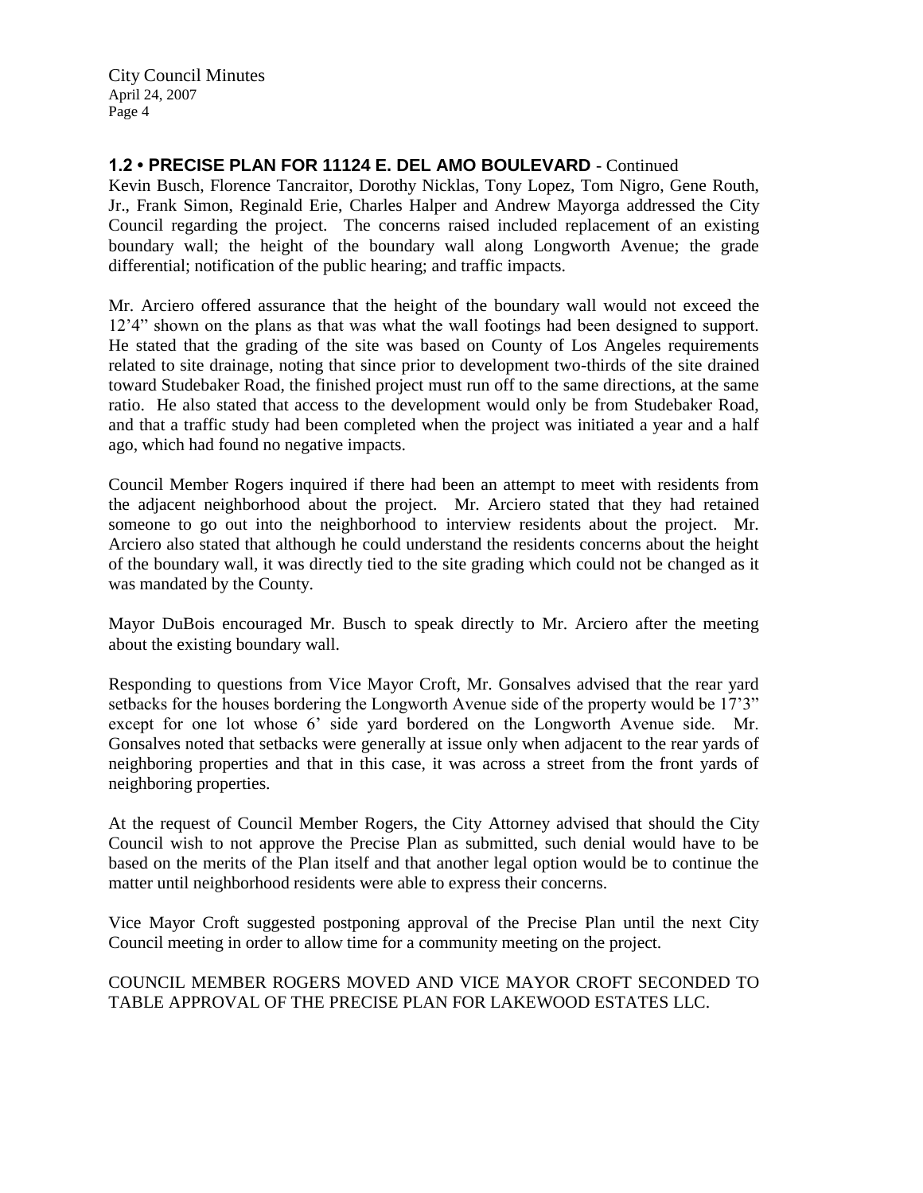## 1.2 • PRECISE PLAN FOR 11124 E. DEL AMO BOULEVARD - Continued

Kevin Busch, Florence Tancraitor, Dorothy Nicklas, Tony Lopez, Tom Nigro, Gene Routh, Jr., Frank Simon, Reginald Erie, Charles Halper and Andrew Mayorga addressed the City Council regarding the project. The concerns raised included replacement of an existing boundary wall; the height of the boundary wall along Longworth Avenue; the grade differential; notification of the public hearing; and traffic impacts.

Mr. Arciero offered assurance that the height of the boundary wall would not exceed the 12'4" shown on the plans as that was what the wall footings had been designed to support. He stated that the grading of the site was based on County of Los Angeles requirements related to site drainage, noting that since prior to development two-thirds of the site drained toward Studebaker Road, the finished project must run off to the same directions, at the same ratio. He also stated that access to the development would only be from Studebaker Road, and that a traffic study had been completed when the project was initiated a year and a half ago, which had found no negative impacts.

Council Member Rogers inquired if there had been an attempt to meet with residents from the adjacent neighborhood about the project. Mr. Arciero stated that they had retained someone to go out into the neighborhood to interview residents about the project. Mr. Arciero also stated that although he could understand the residents concerns about the height of the boundary wall, it was directly tied to the site grading which could not be changed as it was mandated by the County.

Mayor DuBois encouraged Mr. Busch to speak directly to Mr. Arciero after the meeting about the existing boundary wall.

Responding to questions from Vice Mayor Croft, Mr. Gonsalves advised that the rear yard setbacks for the houses bordering the Longworth Avenue side of the property would be 17'3" except for one lot whose 6' side yard bordered on the Longworth Avenue side. Mr. Gonsalves noted that setbacks were generally at issue only when adjacent to the rear yards of neighboring properties and that in this case, it was across a street from the front yards of neighboring properties.

At the request of Council Member Rogers, the City Attorney advised that should the City Council wish to not approve the Precise Plan as submitted, such denial would have to be based on the merits of the Plan itself and that another legal option would be to continue the matter until neighborhood residents were able to express their concerns.

Vice Mayor Croft suggested postponing approval of the Precise Plan until the next City Council meeting in order to allow time for a community meeting on the project.

COUNCIL MEMBER ROGERS MOVED AND VICE MAYOR CROFT SECONDED TO TABLE APPROVAL OF THE PRECISE PLAN FOR LAKEWOOD ESTATES LLC.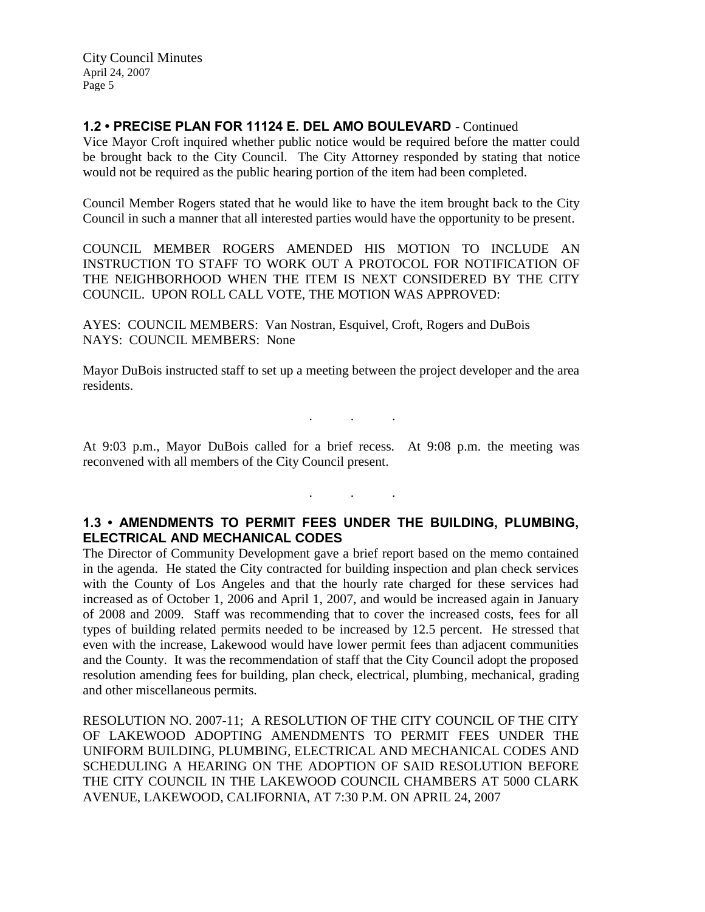### 1.2 • PRECISE PLAN FOR 11124 E. DEL AMO BOULEVARD - Continued

Vice Mayor Croft inquired whether public notice would be required before the matter could be brought back to the City Council. The City Attorney responded by stating that notice would not be required as the public hearing portion of the item had been completed.

Council Member Rogers stated that he would like to have the item brought back to the City Council in such a manner that all interested parties would have the opportunity to be present.

COUNCIL MEMBER ROGERS AMENDED HIS MOTION TO INCLUDE AN INSTRUCTION TO STAFF TO WORK OUT A PROTOCOL FOR NOTIFICATION OF THE NEIGHBORHOOD WHEN THE ITEM IS NEXT CONSIDERED BY THE CITY COUNCIL. UPON ROLL CALL VOTE, THE MOTION WAS APPROVED:

AYES: COUNCIL MEMBERS: Van Nostran, Esquivel, Croft, Rogers and DuBois
NAYS: COUNCIL MEMBERS: None

Mayor DuBois instructed staff to set up a meeting between the project developer and the area residents.

. . .

At 9:03 p.m., Mayor DuBois called for a brief recess. At 9:08 p.m. the meeting was reconvened with all members of the City Council present.

. . .

### 1.3 • AMENDMENTS TO PERMIT FEES UNDER THE BUILDING, PLUMBING, ELECTRICAL AND MECHANICAL CODES

The Director of Community Development gave a brief report based on the memo contained in the agenda. He stated the City contracted for building inspection and plan check services with the County of Los Angeles and that the hourly rate charged for these services had increased as of October 1, 2006 and April 1, 2007, and would be increased again in January of 2008 and 2009. Staff was recommending that to cover the increased costs, fees for all types of building related permits needed to be increased by 12.5 percent. He stressed that even with the increase, Lakewood would have lower permit fees than adjacent communities and the County. It was the recommendation of staff that the City Council adopt the proposed resolution amending fees for building, plan check, electrical, plumbing, mechanical, grading and other miscellaneous permits.

RESOLUTION NO. 2007-11; A RESOLUTION OF THE CITY COUNCIL OF THE CITY OF LAKEWOOD ADOPTING AMENDMENTS TO PERMIT FEES UNDER THE UNIFORM BUILDING, PLUMBING, ELECTRICAL AND MECHANICAL CODES AND SCHEDULING A HEARING ON THE ADOPTION OF SAID RESOLUTION BEFORE THE CITY COUNCIL IN THE LAKEWOOD COUNCIL CHAMBERS AT 5000 CLARK AVENUE, LAKEWOOD, CALIFORNIA, AT 7:30 P.M. ON APRIL 24, 2007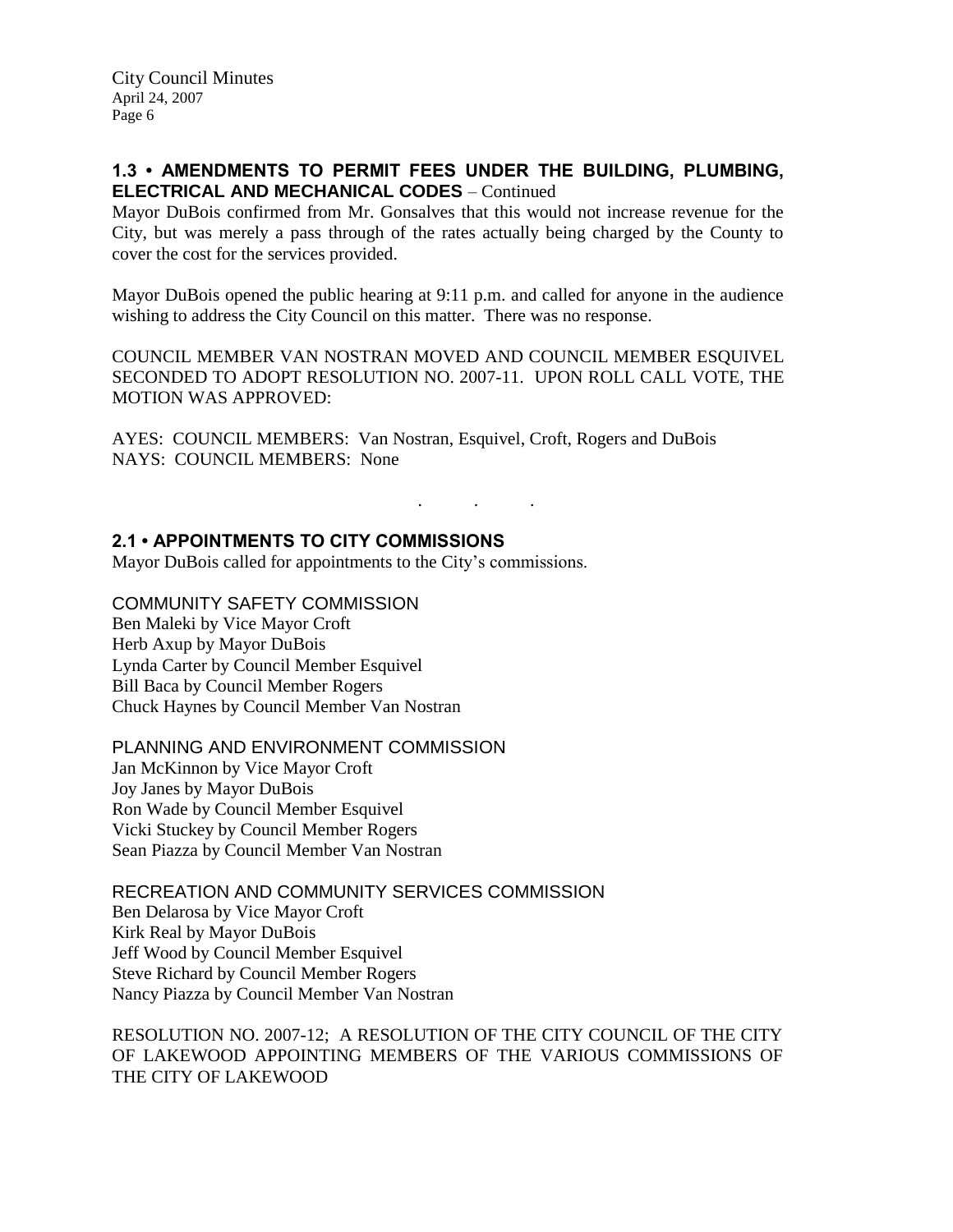### 1.3 • AMENDMENTS TO PERMIT FEES UNDER THE BUILDING, PLUMBING, ELECTRICAL AND MECHANICAL CODES – Continued

Mayor DuBois confirmed from Mr. Gonsalves that this would not increase revenue for the City, but was merely a pass through of the rates actually being charged by the County to cover the cost for the services provided.

Mayor DuBois opened the public hearing at 9:11 p.m. and called for anyone in the audience wishing to address the City Council on this matter. There was no response.

COUNCIL MEMBER VAN NOSTRAN MOVED AND COUNCIL MEMBER ESQUIVEL SECONDED TO ADOPT RESOLUTION NO. 2007-11. UPON ROLL CALL VOTE, THE MOTION WAS APPROVED:

AYES: COUNCIL MEMBERS: Van Nostran, Esquivel, Croft, Rogers and DuBois
NAYS: COUNCIL MEMBERS: None

. . .

### 2.1 • APPOINTMENTS TO CITY COMMISSIONS

Mayor DuBois called for appointments to the City's commissions.

COMMUNITY SAFETY COMMISSION
Ben Maleki by Vice Mayor Croft
Herb Axup by Mayor DuBois
Lynda Carter by Council Member Esquivel
Bill Baca by Council Member Rogers
Chuck Haynes by Council Member Van Nostran

PLANNING AND ENVIRONMENT COMMISSION
Jan McKinnon by Vice Mayor Croft
Joy Janes by Mayor DuBois
Ron Wade by Council Member Esquivel
Vicki Stuckey by Council Member Rogers
Sean Piazza by Council Member Van Nostran

RECREATION AND COMMUNITY SERVICES COMMISSION
Ben Delarosa by Vice Mayor Croft
Kirk Real by Mayor DuBois
Jeff Wood by Council Member Esquivel
Steve Richard by Council Member Rogers
Nancy Piazza by Council Member Van Nostran

RESOLUTION NO. 2007-12; A RESOLUTION OF THE CITY COUNCIL OF THE CITY OF LAKEWOOD APPOINTING MEMBERS OF THE VARIOUS COMMISSIONS OF THE CITY OF LAKEWOOD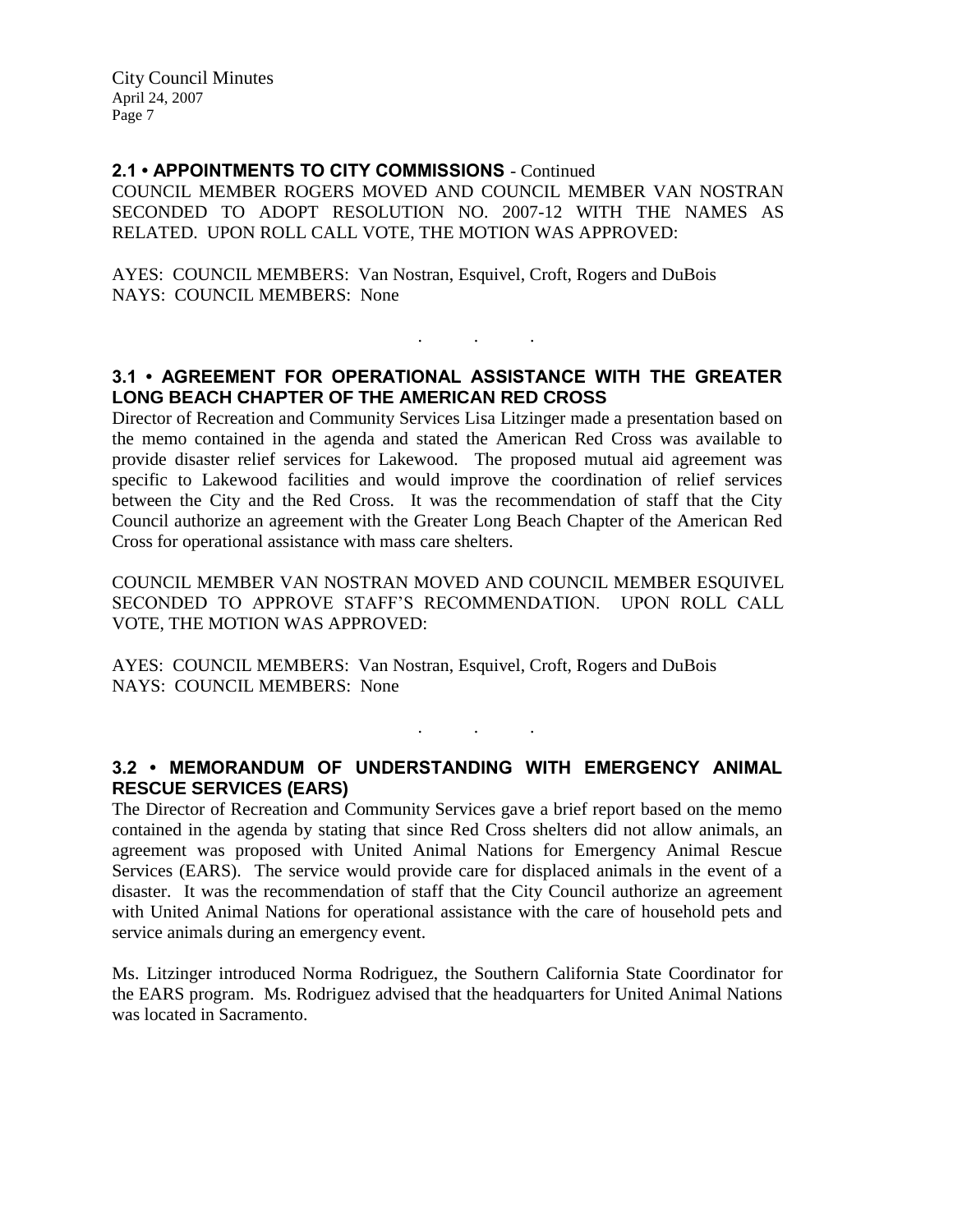**2.1 • APPOINTMENTS TO CITY COMMISSIONS** - Continued

COUNCIL MEMBER ROGERS MOVED AND COUNCIL MEMBER VAN NOSTRAN SECONDED TO ADOPT RESOLUTION NO. 2007-12 WITH THE NAMES AS RELATED. UPON ROLL CALL VOTE, THE MOTION WAS APPROVED:

AYES: COUNCIL MEMBERS: Van Nostran, Esquivel, Croft, Rogers and DuBois
NAYS: COUNCIL MEMBERS: None

. . .

**3.1 • AGREEMENT FOR OPERATIONAL ASSISTANCE WITH THE GREATER LONG BEACH CHAPTER OF THE AMERICAN RED CROSS**

Director of Recreation and Community Services Lisa Litzinger made a presentation based on the memo contained in the agenda and stated the American Red Cross was available to provide disaster relief services for Lakewood. The proposed mutual aid agreement was specific to Lakewood facilities and would improve the coordination of relief services between the City and the Red Cross. It was the recommendation of staff that the City Council authorize an agreement with the Greater Long Beach Chapter of the American Red Cross for operational assistance with mass care shelters.

COUNCIL MEMBER VAN NOSTRAN MOVED AND COUNCIL MEMBER ESQUIVEL SECONDED TO APPROVE STAFF'S RECOMMENDATION. UPON ROLL CALL VOTE, THE MOTION WAS APPROVED:

AYES: COUNCIL MEMBERS: Van Nostran, Esquivel, Croft, Rogers and DuBois
NAYS: COUNCIL MEMBERS: None

. . .

**3.2 • MEMORANDUM OF UNDERSTANDING WITH EMERGENCY ANIMAL RESCUE SERVICES (EARS)**

The Director of Recreation and Community Services gave a brief report based on the memo contained in the agenda by stating that since Red Cross shelters did not allow animals, an agreement was proposed with United Animal Nations for Emergency Animal Rescue Services (EARS). The service would provide care for displaced animals in the event of a disaster. It was the recommendation of staff that the City Council authorize an agreement with United Animal Nations for operational assistance with the care of household pets and service animals during an emergency event.

Ms. Litzinger introduced Norma Rodriguez, the Southern California State Coordinator for the EARS program. Ms. Rodriguez advised that the headquarters for United Animal Nations was located in Sacramento.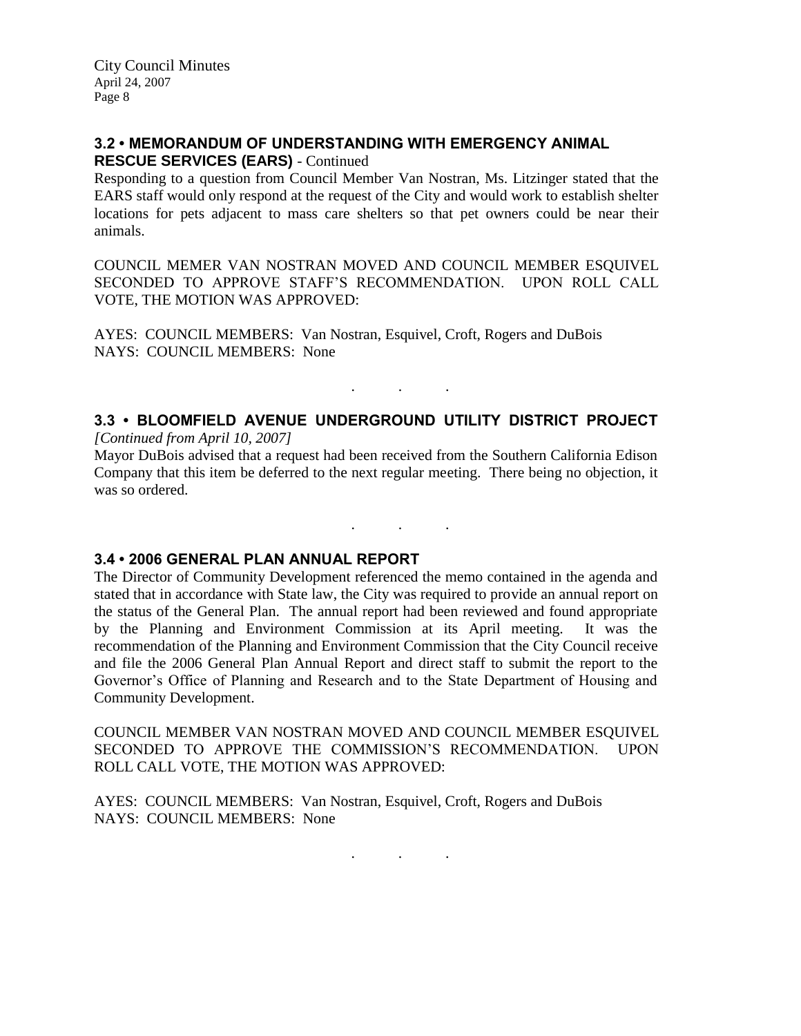### 3.2 • MEMORANDUM OF UNDERSTANDING WITH EMERGENCY ANIMAL RESCUE SERVICES (EARS) - Continued

Responding to a question from Council Member Van Nostran, Ms. Litzinger stated that the EARS staff would only respond at the request of the City and would work to establish shelter locations for pets adjacent to mass care shelters so that pet owners could be near their animals.

COUNCIL MEMER VAN NOSTRAN MOVED AND COUNCIL MEMBER ESQUIVEL SECONDED TO APPROVE STAFF'S RECOMMENDATION. UPON ROLL CALL VOTE, THE MOTION WAS APPROVED:

AYES: COUNCIL MEMBERS: Van Nostran, Esquivel, Croft, Rogers and DuBois
NAYS: COUNCIL MEMBERS: None

. . .

### 3.3 • BLOOMFIELD AVENUE UNDERGROUND UTILITY DISTRICT PROJECT

*[Continued from April 10, 2007]*

Mayor DuBois advised that a request had been received from the Southern California Edison Company that this item be deferred to the next regular meeting. There being no objection, it was so ordered.

. . .

### 3.4 • 2006 GENERAL PLAN ANNUAL REPORT

The Director of Community Development referenced the memo contained in the agenda and stated that in accordance with State law, the City was required to provide an annual report on the status of the General Plan. The annual report had been reviewed and found appropriate by the Planning and Environment Commission at its April meeting. It was the recommendation of the Planning and Environment Commission that the City Council receive and file the 2006 General Plan Annual Report and direct staff to submit the report to the Governor's Office of Planning and Research and to the State Department of Housing and Community Development.

COUNCIL MEMBER VAN NOSTRAN MOVED AND COUNCIL MEMBER ESQUIVEL SECONDED TO APPROVE THE COMMISSION'S RECOMMENDATION. UPON ROLL CALL VOTE, THE MOTION WAS APPROVED:

AYES: COUNCIL MEMBERS: Van Nostran, Esquivel, Croft, Rogers and DuBois
NAYS: COUNCIL MEMBERS: None

. . .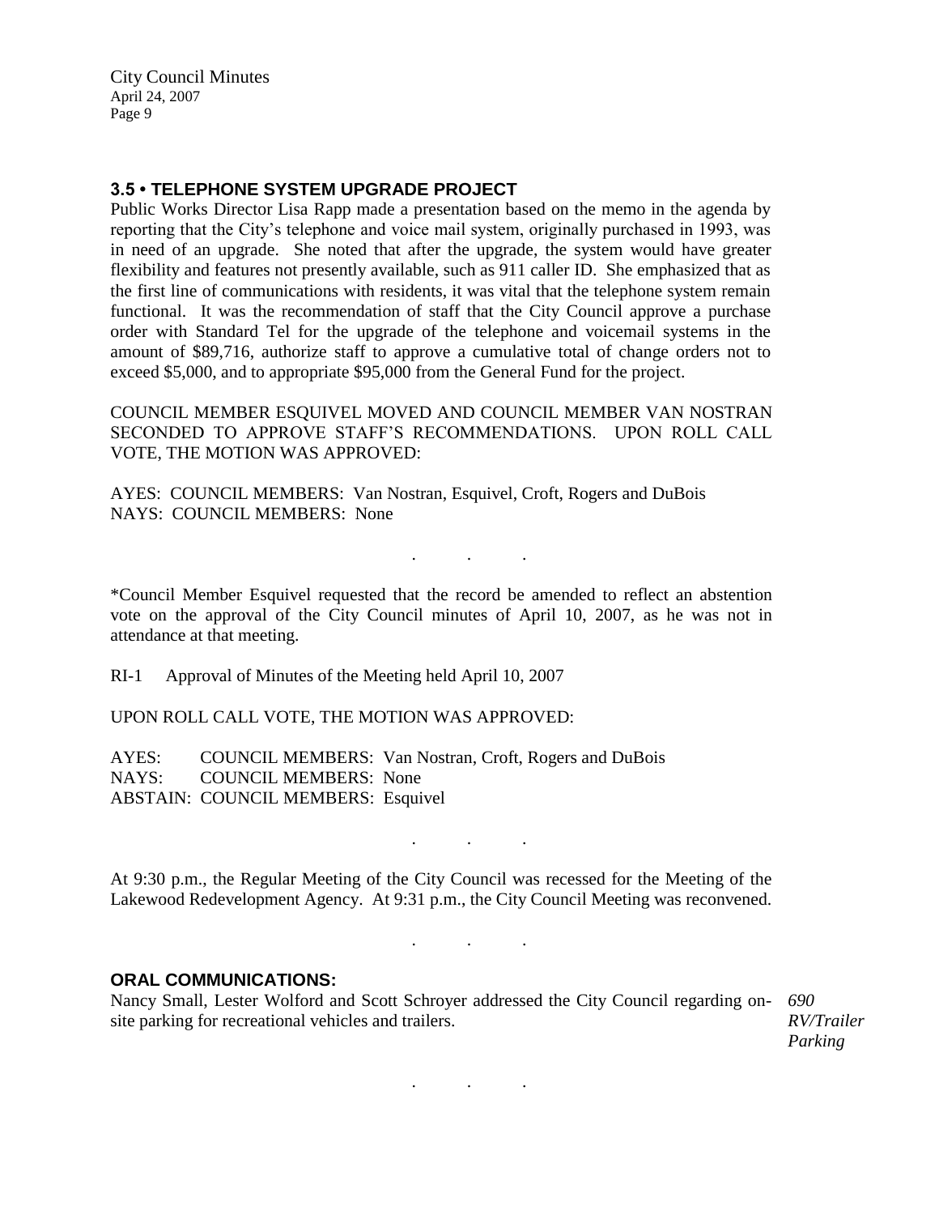## 3.5 • TELEPHONE SYSTEM UPGRADE PROJECT

Public Works Director Lisa Rapp made a presentation based on the memo in the agenda by reporting that the City's telephone and voice mail system, originally purchased in 1993, was in need of an upgrade. She noted that after the upgrade, the system would have greater flexibility and features not presently available, such as 911 caller ID. She emphasized that as the first line of communications with residents, it was vital that the telephone system remain functional. It was the recommendation of staff that the City Council approve a purchase order with Standard Tel for the upgrade of the telephone and voicemail systems in the amount of $89,716, authorize staff to approve a cumulative total of change orders not to exceed $5,000, and to appropriate $95,000 from the General Fund for the project.

COUNCIL MEMBER ESQUIVEL MOVED AND COUNCIL MEMBER VAN NOSTRAN SECONDED TO APPROVE STAFF'S RECOMMENDATIONS. UPON ROLL CALL VOTE, THE MOTION WAS APPROVED:

AYES: COUNCIL MEMBERS: Van Nostran, Esquivel, Croft, Rogers and DuBois
NAYS: COUNCIL MEMBERS: None

. . .

*Council Member Esquivel requested that the record be amended to reflect an abstention vote on the approval of the City Council minutes of April 10, 2007, as he was not in attendance at that meeting.

RI-1 Approval of Minutes of the Meeting held April 10, 2007

UPON ROLL CALL VOTE, THE MOTION WAS APPROVED:

AYES: COUNCIL MEMBERS: Van Nostran, Croft, Rogers and DuBois
NAYS: COUNCIL MEMBERS: None
ABSTAIN: COUNCIL MEMBERS: Esquivel

. . .

At 9:30 p.m., the Regular Meeting of the City Council was recessed for the Meeting of the Lakewood Redevelopment Agency. At 9:31 p.m., the City Council Meeting was reconvened.

. . .

## ORAL COMMUNICATIONS:

Nancy Small, Lester Wolford and Scott Schroyer addressed the City Council regarding on-site parking for recreational vehicles and trailers.

*690 RV/Trailer Parking*

. . .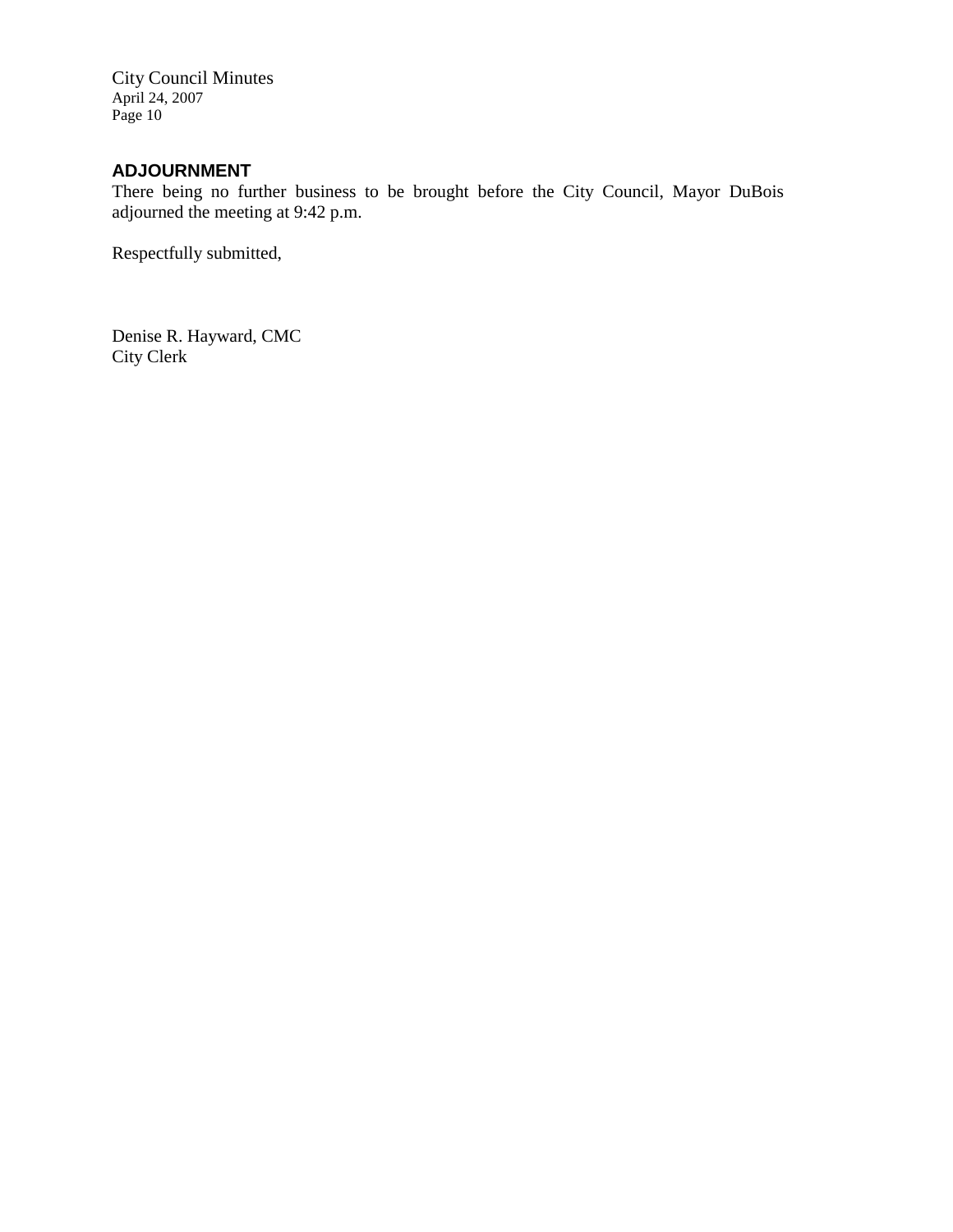## ADJOURNMENT

There being no further business to be brought before the City Council, Mayor DuBois adjourned the meeting at 9:42 p.m.

Respectfully submitted,

Denise R. Hayward, CMC
City Clerk